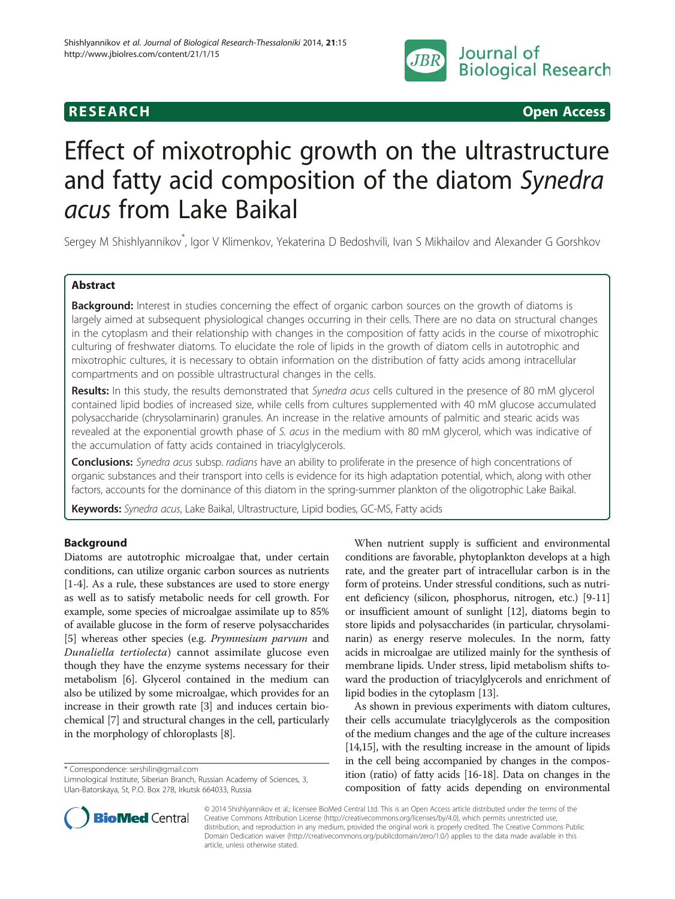RESEARCH Open Access

# Effect of mixotrophic growth on the ultrastructure and fatty acid composition of the diatom *Synedra acus* from Lake Baikal

Sergey M Shishlyannikov*, Igor V Klimenkov, Yekaterina D Bedoshvili, Ivan S Mikhailov and Alexander G Gorshkov

## Abstract

**Background:** Interest in studies concerning the effect of organic carbon sources on the growth of diatoms is largely aimed at subsequent physiological changes occurring in their cells. There are no data on structural changes in the cytoplasm and their relationship with changes in the composition of fatty acids in the course of mixotrophic culturing of freshwater diatoms. To elucidate the role of lipids in the growth of diatom cells in autotrophic and mixotrophic cultures, it is necessary to obtain information on the distribution of fatty acids among intracellular compartments and on possible ultrastructural changes in the cells.

**Results:** In this study, the results demonstrated that *Synedra acus* cells cultured in the presence of 80 mM glycerol contained lipid bodies of increased size, while cells from cultures supplemented with 40 mM glucose accumulated polysaccharide (chrysolaminarin) granules. An increase in the relative amounts of palmitic and stearic acids was revealed at the exponential growth phase of *S. acus* in the medium with 80 mM glycerol, which was indicative of the accumulation of fatty acids contained in triacylglycerols.

**Conclusions:** *Synedra acus* subsp. *radians* have an ability to proliferate in the presence of high concentrations of organic substances and their transport into cells is evidence for its high adaptation potential, which, along with other factors, accounts for the dominance of this diatom in the spring-summer plankton of the oligotrophic Lake Baikal.

**Keywords:** *Synedra acus*, Lake Baikal, Ultrastructure, Lipid bodies, GC-MS, Fatty acids

## Background

Diatoms are autotrophic microalgae that, under certain conditions, can utilize organic carbon sources as nutrients [1-4]. As a rule, these substances are used to store energy as well as to satisfy metabolic needs for cell growth. For example, some species of microalgae assimilate up to 85% of available glucose in the form of reserve polysaccharides [5] whereas other species (e.g. *Prymnesium parvum* and *Dunaliella tertiolecta*) cannot assimilate glucose even though they have the enzyme systems necessary for their metabolism [6]. Glycerol contained in the medium can also be utilized by some microalgae, which provides for an increase in their growth rate [3] and induces certain biochemical [7] and structural changes in the cell, particularly in the morphology of chloroplasts [8].

When nutrient supply is sufficient and environmental conditions are favorable, phytoplankton develops at a high rate, and the greater part of intracellular carbon is in the form of proteins. Under stressful conditions, such as nutrient deficiency (silicon, phosphorus, nitrogen, etc.) [9-11] or insufficient amount of sunlight [12], diatoms begin to store lipids and polysaccharides (in particular, chrysolaminarin) as energy reserve molecules. In the norm, fatty acids in microalgae are utilized mainly for the synthesis of membrane lipids. Under stress, lipid metabolism shifts toward the production of triacylglycerols and enrichment of lipid bodies in the cytoplasm [13].

As shown in previous experiments with diatom cultures, their cells accumulate triacylglycerols as the composition of the medium changes and the age of the culture increases [14,15], with the resulting increase in the amount of lipids in the cell being accompanied by changes in the composition (ratio) of fatty acids [16-18]. Data on changes in the composition of fatty acids depending on environmental

\* Correspondence: sershilin@gmail.com
Limnological Institute, Siberian Branch, Russian Academy of Sciences, 3, Ulan-Batorskaya, St, P.O. Box 278, Irkutsk 664033, Russia

© 2014 Shishlyannikov et al.; licensee BioMed Central Ltd. This is an Open Access article distributed under the terms of the Creative Commons Attribution License (http://creativecommons.org/licenses/by/4.0), which permits unrestricted use, distribution, and reproduction in any medium, provided the original work is properly credited. The Creative Commons Public Domain Dedication waiver (http://creativecommons.org/publicdomain/zero/1.0/) applies to the data made available in this article, unless otherwise stated.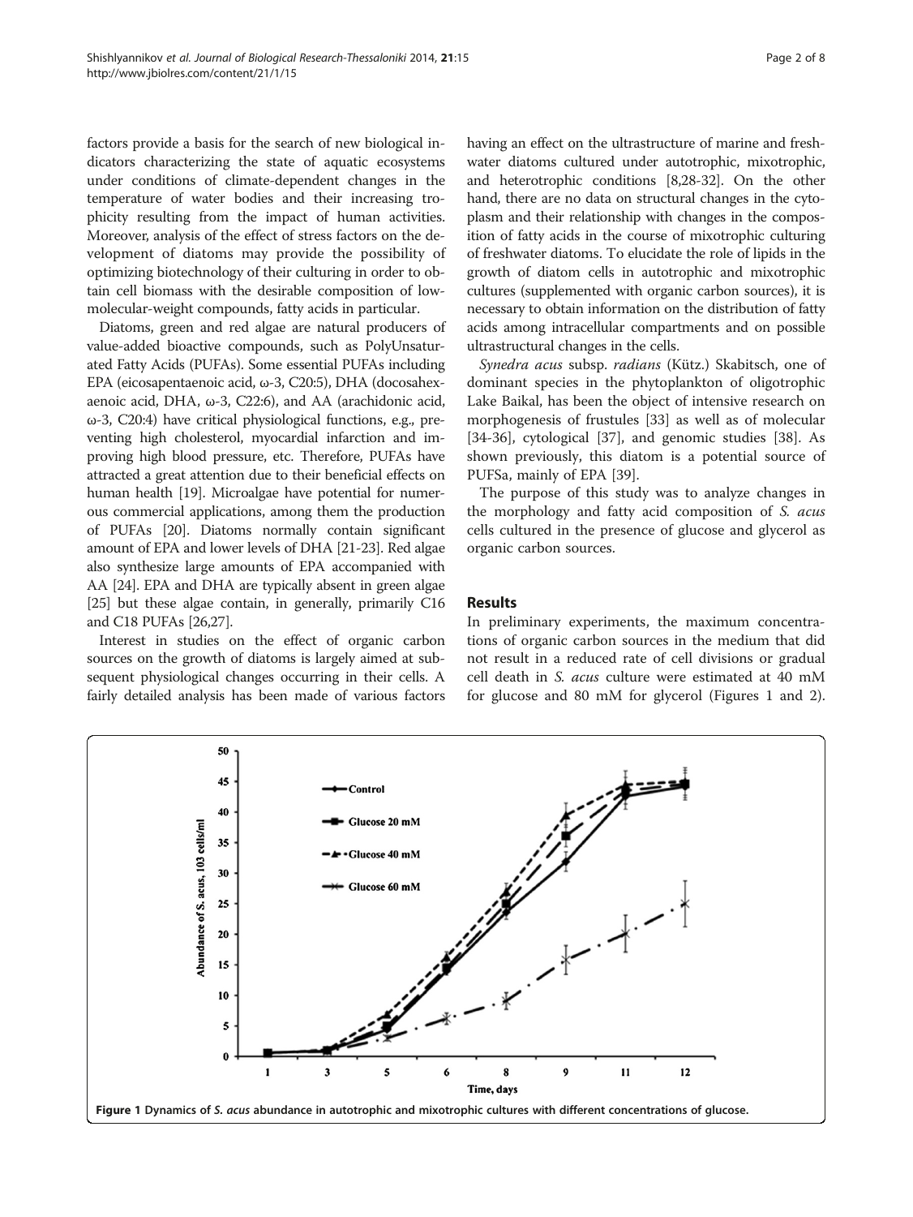factors provide a basis for the search of new biological indicators characterizing the state of aquatic ecosystems under conditions of climate-dependent changes in the temperature of water bodies and their increasing trophicity resulting from the impact of human activities. Moreover, analysis of the effect of stress factors on the development of diatoms may provide the possibility of optimizing biotechnology of their culturing in order to obtain cell biomass with the desirable composition of low-molecular-weight compounds, fatty acids in particular.

Diatoms, green and red algae are natural producers of value-added bioactive compounds, such as PolyUnsaturated Fatty Acids (PUFAs). Some essential PUFAs including EPA (eicosapentaenoic acid, ω-3, C20:5), DHA (docosahexaenoic acid, DHA, ω-3, C22:6), and AA (arachidonic acid, ω-3, C20:4) have critical physiological functions, e.g., preventing high cholesterol, myocardial infarction and improving high blood pressure, etc. Therefore, PUFAs have attracted a great attention due to their beneficial effects on human health [19]. Microalgae have potential for numerous commercial applications, among them the production of PUFAs [20]. Diatoms normally contain significant amount of EPA and lower levels of DHA [21-23]. Red algae also synthesize large amounts of EPA accompanied with AA [24]. EPA and DHA are typically absent in green algae [25] but these algae contain, in generally, primarily C16 and C18 PUFAs [26,27].

Interest in studies on the effect of organic carbon sources on the growth of diatoms is largely aimed at subsequent physiological changes occurring in their cells. A fairly detailed analysis has been made of various factors having an effect on the ultrastructure of marine and freshwater diatoms cultured under autotrophic, mixotrophic, and heterotrophic conditions [8,28-32]. On the other hand, there are no data on structural changes in the cytoplasm and their relationship with changes in the composition of fatty acids in the course of mixotrophic culturing of freshwater diatoms. To elucidate the role of lipids in the growth of diatom cells in autotrophic and mixotrophic cultures (supplemented with organic carbon sources), it is necessary to obtain information on the distribution of fatty acids among intracellular compartments and on possible ultrastructural changes in the cells.

*Synedra acus* subsp. *radians* (Kütz.) Skabitsch, one of dominant species in the phytoplankton of oligotrophic Lake Baikal, has been the object of intensive research on morphogenesis of frustules [33] as well as of molecular [34-36], cytological [37], and genomic studies [38]. As shown previously, this diatom is a potential source of PUFSa, mainly of EPA [39].

The purpose of this study was to analyze changes in the morphology and fatty acid composition of *S. acus* cells cultured in the presence of glucose and glycerol as organic carbon sources.

## Results

In preliminary experiments, the maximum concentrations of organic carbon sources in the medium that did not result in a reduced rate of cell divisions or gradual cell death in *S. acus* culture were estimated at 40 mM for glucose and 80 mM for glycerol (Figures 1 and 2).

**Figure 1** Dynamics of *S. acus* abundance in autotrophic and mixotrophic cultures with different concentrations of glucose.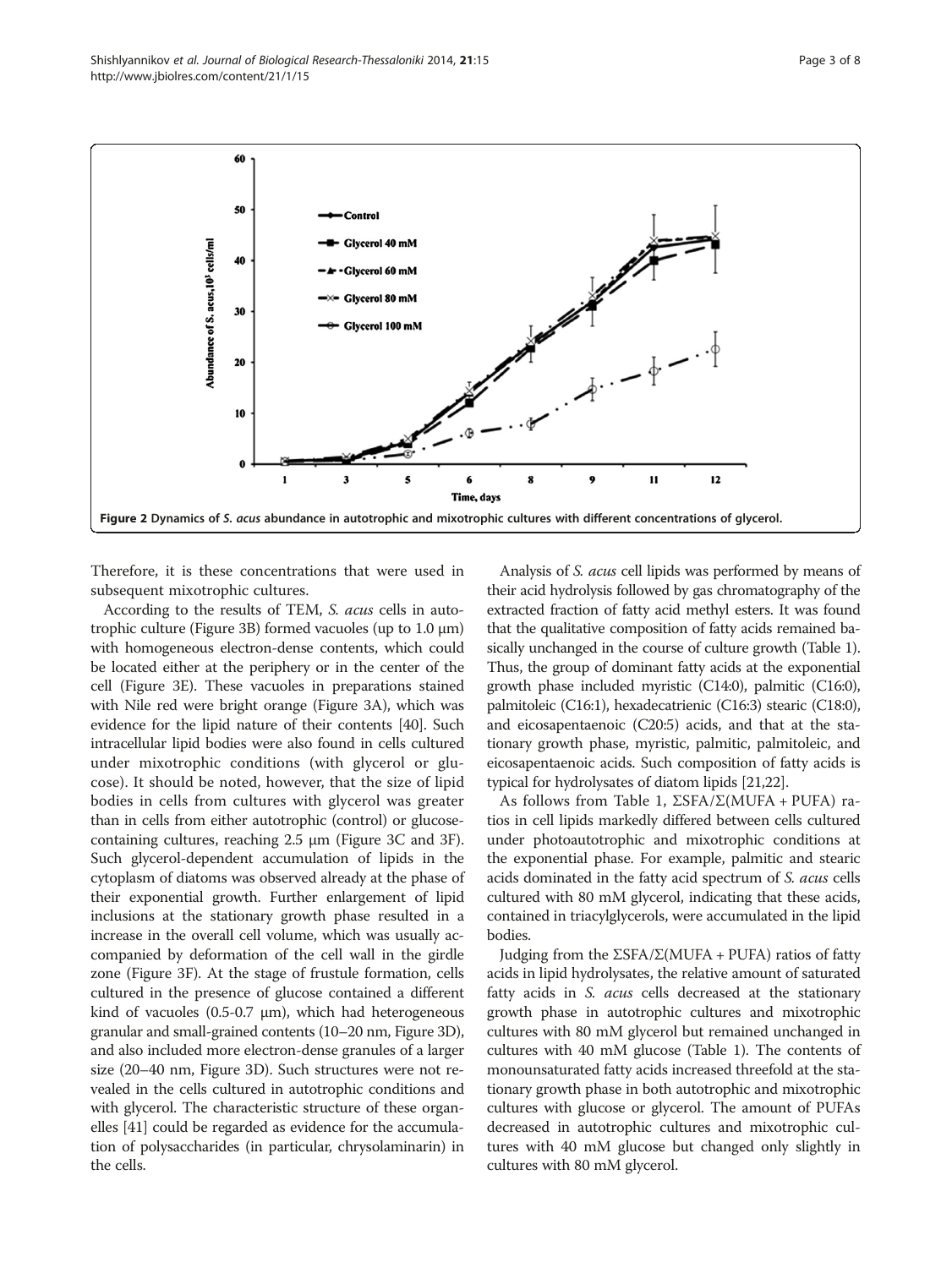Figure 2 Dynamics of *S. acus* abundance in autotrophic and mixotrophic cultures with different concentrations of glycerol.

Therefore, it is these concentrations that were used in subsequent mixotrophic cultures.

According to the results of TEM, *S. acus* cells in autotrophic culture (Figure 3B) formed vacuoles (up to 1.0 μm) with homogeneous electron-dense contents, which could be located either at the periphery or in the center of the cell (Figure 3E). These vacuoles in preparations stained with Nile red were bright orange (Figure 3A), which was evidence for the lipid nature of their contents [40]. Such intracellular lipid bodies were also found in cells cultured under mixotrophic conditions (with glycerol or glucose). It should be noted, however, that the size of lipid bodies in cells from cultures with glycerol was greater than in cells from either autotrophic (control) or glucose-containing cultures, reaching 2.5 μm (Figure 3C and 3F). Such glycerol-dependent accumulation of lipids in the cytoplasm of diatoms was observed already at the phase of their exponential growth. Further enlargement of lipid inclusions at the stationary growth phase resulted in a increase in the overall cell volume, which was usually accompanied by deformation of the cell wall in the girdle zone (Figure 3F). At the stage of frustule formation, cells cultured in the presence of glucose contained a different kind of vacuoles (0.5-0.7 μm), which had heterogeneous granular and small-grained contents (10–20 nm, Figure 3D), and also included more electron-dense granules of a larger size (20–40 nm, Figure 3D). Such structures were not revealed in the cells cultured in autotrophic conditions and with glycerol. The characteristic structure of these organelles [41] could be regarded as evidence for the accumulation of polysaccharides (in particular, chrysolaminarin) in the cells.

Analysis of *S. acus* cell lipids was performed by means of their acid hydrolysis followed by gas chromatography of the extracted fraction of fatty acid methyl esters. It was found that the qualitative composition of fatty acids remained basically unchanged in the course of culture growth (Table 1). Thus, the group of dominant fatty acids at the exponential growth phase included myristic (C14:0), palmitic (C16:0), palmitoleic (C16:1), hexadecatrienic (C16:3) stearic (C18:0), and eicosapentaenoic (C20:5) acids, and that at the stationary growth phase, myristic, palmitic, palmitoleic, and eicosapentaenoic acids. Such composition of fatty acids is typical for hydrolysates of diatom lipids [21,22].

As follows from Table 1, ΣSFA/Σ(MUFA + PUFA) ratios in cell lipids markedly differed between cells cultured under photoautotrophic and mixotrophic conditions at the exponential phase. For example, palmitic and stearic acids dominated in the fatty acid spectrum of *S. acus* cells cultured with 80 mM glycerol, indicating that these acids, contained in triacylglycerols, were accumulated in the lipid bodies.

Judging from the ΣSFA/Σ(MUFA + PUFA) ratios of fatty acids in lipid hydrolysates, the relative amount of saturated fatty acids in *S. acus* cells decreased at the stationary growth phase in autotrophic cultures and mixotrophic cultures with 80 mM glycerol but remained unchanged in cultures with 40 mM glucose (Table 1). The contents of monounsaturated fatty acids increased threefold at the stationary growth phase in both autotrophic and mixotrophic cultures with glucose or glycerol. The amount of PUFAs decreased in autotrophic cultures and mixotrophic cultures with 40 mM glucose but changed only slightly in cultures with 80 mM glycerol.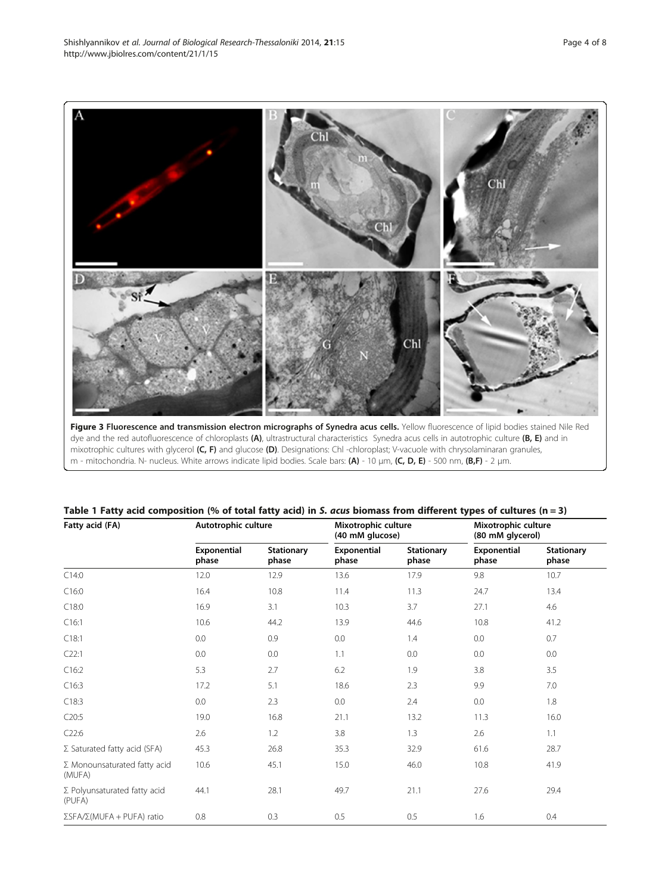**Figure 3 Fluorescence and transmission electron micrographs of Synedra acus cells.** Yellow fluorescence of lipid bodies stained Nile Red dye and the red autofluorescence of chloroplasts **(A)**, ultrastructural characteristics Synedra acus cells in autotrophic culture **(B, E)** and in mixotrophic cultures with glycerol **(C, F)** and glucose **(D)**. Designations: Chl -chloroplast; V-vacuole with chrysolaminaran granules, m - mitochondria. N- nucleus. White arrows indicate lipid bodies. Scale bars: **(A)** - 10 μm, **(C, D, E)** - 500 nm, **(B,F)** - 2 μm.

**Table 1 Fatty acid composition (% of total fatty acid) in *S. acus* biomass from different types of cultures (n = 3)**

| Fatty acid (FA) | Autotrophic culture | | Mixotrophic culture (40 mM glucose) | | Mixotrophic culture (80 mM glycerol) | |
|---|---|---|---|---|---|---|
| | Exponential phase | Stationary phase | Exponential phase | Stationary phase | Exponential phase | Stationary phase |
| C14:0 | 12.0 | 12.9 | 13.6 | 17.9 | 9.8 | 10.7 |
| C16:0 | 16.4 | 10.8 | 11.4 | 11.3 | 24.7 | 13.4 |
| C18:0 | 16.9 | 3.1 | 10.3 | 3.7 | 27.1 | 4.6 |
| C16:1 | 10.6 | 44.2 | 13.9 | 44.6 | 10.8 | 41.2 |
| C18:1 | 0.0 | 0.9 | 0.0 | 1.4 | 0.0 | 0.7 |
| C22:1 | 0.0 | 0.0 | 1.1 | 0.0 | 0.0 | 0.0 |
| C16:2 | 5.3 | 2.7 | 6.2 | 1.9 | 3.8 | 3.5 |
| C16:3 | 17.2 | 5.1 | 18.6 | 2.3 | 9.9 | 7.0 |
| C18:3 | 0.0 | 2.3 | 0.0 | 2.4 | 0.0 | 1.8 |
| C20:5 | 19.0 | 16.8 | 21.1 | 13.2 | 11.3 | 16.0 |
| C22:6 | 2.6 | 1.2 | 3.8 | 1.3 | 2.6 | 1.1 |
| Σ Saturated fatty acid (SFA) | 45.3 | 26.8 | 35.3 | 32.9 | 61.6 | 28.7 |
| Σ Monounsaturated fatty acid (MUFA) | 10.6 | 45.1 | 15.0 | 46.0 | 10.8 | 41.9 |
| Σ Polyunsaturated fatty acid (PUFA) | 44.1 | 28.1 | 49.7 | 21.1 | 27.6 | 29.4 |
| ΣSFA/Σ(MUFA + PUFA) ratio | 0.8 | 0.3 | 0.5 | 0.5 | 1.6 | 0.4 |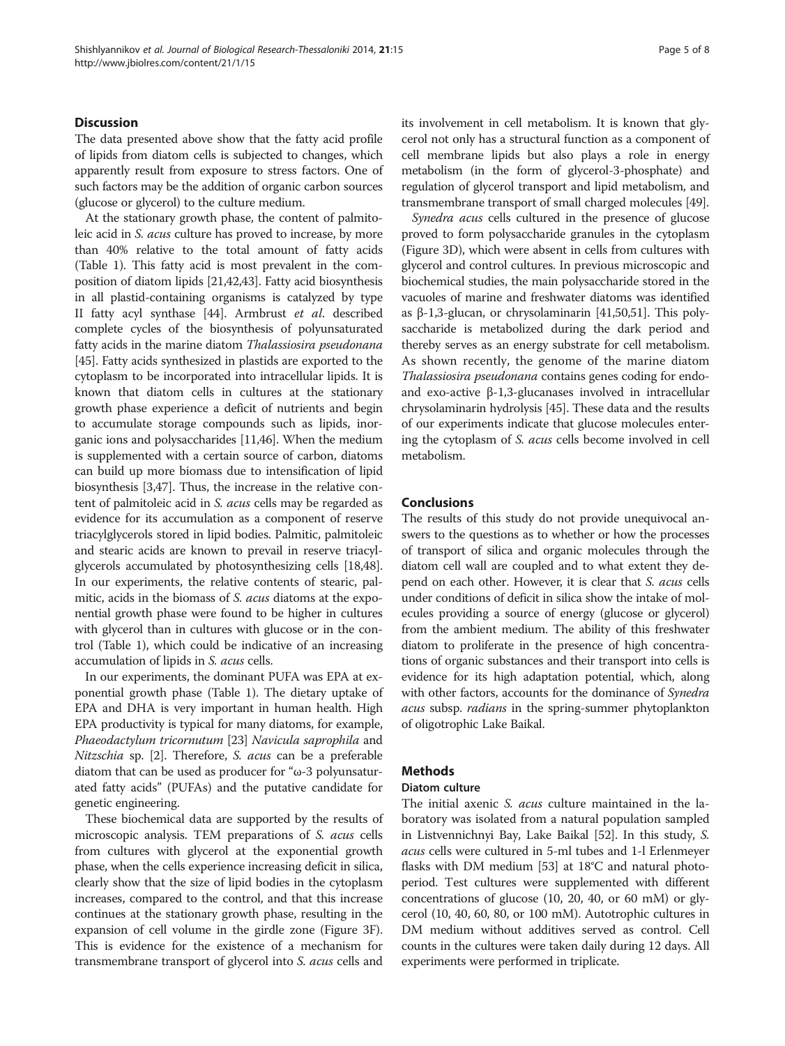## Discussion

The data presented above show that the fatty acid profile of lipids from diatom cells is subjected to changes, which apparently result from exposure to stress factors. One of such factors may be the addition of organic carbon sources (glucose or glycerol) to the culture medium.

At the stationary growth phase, the content of palmitoleic acid in *S. acus* culture has proved to increase, by more than 40% relative to the total amount of fatty acids (Table 1). This fatty acid is most prevalent in the composition of diatom lipids [21,42,43]. Fatty acid biosynthesis in all plastid-containing organisms is catalyzed by type II fatty acyl synthase [44]. Armbrust *et al.* described complete cycles of the biosynthesis of polyunsaturated fatty acids in the marine diatom *Thalassiosira pseudonana* [45]. Fatty acids synthesized in plastids are exported to the cytoplasm to be incorporated into intracellular lipids. It is known that diatom cells in cultures at the stationary growth phase experience a deficit of nutrients and begin to accumulate storage compounds such as lipids, inorganic ions and polysaccharides [11,46]. When the medium is supplemented with a certain source of carbon, diatoms can build up more biomass due to intensification of lipid biosynthesis [3,47]. Thus, the increase in the relative content of palmitoleic acid in *S. acus* cells may be regarded as evidence for its accumulation as a component of reserve triacylglycerols stored in lipid bodies. Palmitic, palmitoleic and stearic acids are known to prevail in reserve triacylglycerols accumulated by photosynthesizing cells [18,48]. In our experiments, the relative contents of stearic, palmitic, acids in the biomass of *S. acus* diatoms at the exponential growth phase were found to be higher in cultures with glycerol than in cultures with glucose or in the control (Table 1), which could be indicative of an increasing accumulation of lipids in *S. acus* cells.

In our experiments, the dominant PUFA was EPA at exponential growth phase (Table 1). The dietary uptake of EPA and DHA is very important in human health. High EPA productivity is typical for many diatoms, for example, *Phaeodactylum tricornutum* [23] *Navicula saprophila* and *Nitzschia* sp. [2]. Therefore, *S. acus* can be a preferable diatom that can be used as producer for "ω-3 polyunsaturated fatty acids" (PUFAs) and the putative candidate for genetic engineering.

These biochemical data are supported by the results of microscopic analysis. TEM preparations of *S. acus* cells from cultures with glycerol at the exponential growth phase, when the cells experience increasing deficit in silica, clearly show that the size of lipid bodies in the cytoplasm increases, compared to the control, and that this increase continues at the stationary growth phase, resulting in the expansion of cell volume in the girdle zone (Figure 3F). This is evidence for the existence of a mechanism for transmembrane transport of glycerol into *S. acus* cells and its involvement in cell metabolism. It is known that glycerol not only has a structural function as a component of cell membrane lipids but also plays a role in energy metabolism (in the form of glycerol-3-phosphate) and regulation of glycerol transport and lipid metabolism, and transmembrane transport of small charged molecules [49].

*Synedra acus* cells cultured in the presence of glucose proved to form polysaccharide granules in the cytoplasm (Figure 3D), which were absent in cells from cultures with glycerol and control cultures. In previous microscopic and biochemical studies, the main polysaccharide stored in the vacuoles of marine and freshwater diatoms was identified as β-1,3-glucan, or chrysolaminarin [41,50,51]. This polysaccharide is metabolized during the dark period and thereby serves as an energy substrate for cell metabolism. As shown recently, the genome of the marine diatom *Thalassiosira pseudonana* contains genes coding for endo- and exo-active β-1,3-glucanases involved in intracellular chrysolaminarin hydrolysis [45]. These data and the results of our experiments indicate that glucose molecules entering the cytoplasm of *S. acus* cells become involved in cell metabolism.

## Conclusions

The results of this study do not provide unequivocal answers to the questions as to whether or how the processes of transport of silica and organic molecules through the diatom cell wall are coupled and to what extent they depend on each other. However, it is clear that *S. acus* cells under conditions of deficit in silica show the intake of molecules providing a source of energy (glucose or glycerol) from the ambient medium. The ability of this freshwater diatom to proliferate in the presence of high concentrations of organic substances and their transport into cells is evidence for its high adaptation potential, which, along with other factors, accounts for the dominance of *Synedra acus* subsp. *radians* in the spring-summer phytoplankton of oligotrophic Lake Baikal.

## Methods

### Diatom culture

The initial axenic *S. acus* culture maintained in the laboratory was isolated from a natural population sampled in Listvennichnyi Bay, Lake Baikal [52]. In this study, *S. acus* cells were cultured in 5-ml tubes and 1-l Erlenmeyer flasks with DM medium [53] at 18°C and natural photoperiod. Test cultures were supplemented with different concentrations of glucose (10, 20, 40, or 60 mM) or glycerol (10, 40, 60, 80, or 100 mM). Autotrophic cultures in DM medium without additives served as control. Cell counts in the cultures were taken daily during 12 days. All experiments were performed in triplicate.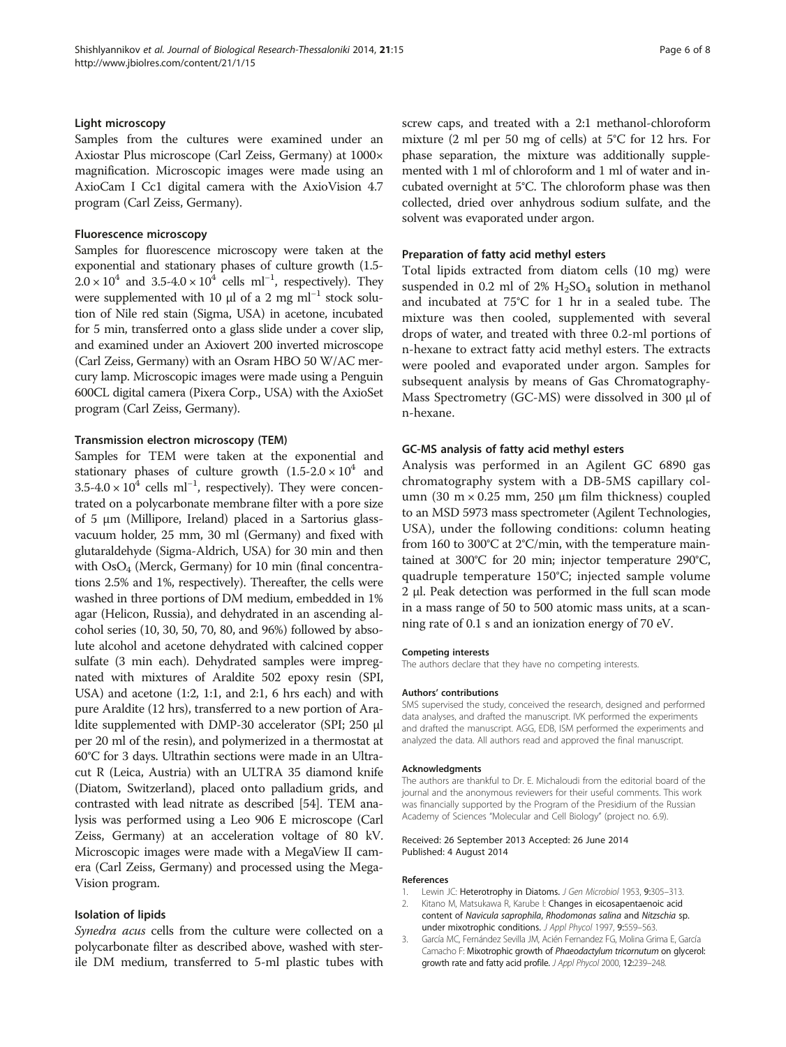#### Light microscopy

Samples from the cultures were examined under an Axiostar Plus microscope (Carl Zeiss, Germany) at 1000× magnification. Microscopic images were made using an AxioCam I Cc1 digital camera with the AxioVision 4.7 program (Carl Zeiss, Germany).

#### Fluorescence microscopy

Samples for fluorescence microscopy were taken at the exponential and stationary phases of culture growth (1.5-$2.0 \times 10^4$ and 3.5-$4.0 \times 10^4$ cells $ml^{-1}$, respectively). They were supplemented with 10 μl of a 2 mg $ml^{-1}$ stock solution of Nile red stain (Sigma, USA) in acetone, incubated for 5 min, transferred onto a glass slide under a cover slip, and examined under an Axiovert 200 inverted microscope (Carl Zeiss, Germany) with an Osram HBO 50 W/AC mercury lamp. Microscopic images were made using a Penguin 600CL digital camera (Pixera Corp., USA) with the AxioSet program (Carl Zeiss, Germany).

#### Transmission electron microscopy (TEM)

Samples for TEM were taken at the exponential and stationary phases of culture growth (1.5-$2.0 \times 10^4$ and 3.5-$4.0 \times 10^4$ cells $ml^{-1}$, respectively). They were concentrated on a polycarbonate membrane filter with a pore size of 5 μm (Millipore, Ireland) placed in a Sartorius glass-vacuum holder, 25 mm, 30 ml (Germany) and fixed with glutaraldehyde (Sigma-Aldrich, USA) for 30 min and then with $OsO_4$ (Merck, Germany) for 10 min (final concentrations 2.5% and 1%, respectively). Thereafter, the cells were washed in three portions of DM medium, embedded in 1% agar (Helicon, Russia), and dehydrated in an ascending alcohol series (10, 30, 50, 70, 80, and 96%) followed by absolute alcohol and acetone dehydrated with calcined copper sulfate (3 min each). Dehydrated samples were impregnated with mixtures of Araldite 502 epoxy resin (SPI, USA) and acetone (1:2, 1:1, and 2:1, 6 hrs each) and with pure Araldite (12 hrs), transferred to a new portion of Araldite supplemented with DMP-30 accelerator (SPI; 250 μl per 20 ml of the resin), and polymerized in a thermostat at 60°C for 3 days. Ultrathin sections were made in an Ultracut R (Leica, Austria) with an ULTRA 35 diamond knife (Diatom, Switzerland), placed onto palladium grids, and contrasted with lead nitrate as described [54]. TEM analysis was performed using a Leo 906 E microscope (Carl Zeiss, Germany) at an acceleration voltage of 80 kV. Microscopic images were made with a MegaView II camera (Carl Zeiss, Germany) and processed using the MegaVision program.

#### Isolation of lipids

*Synedra acus* cells from the culture were collected on a polycarbonate filter as described above, washed with sterile DM medium, transferred to 5-ml plastic tubes with screw caps, and treated with a 2:1 methanol-chloroform mixture (2 ml per 50 mg of cells) at 5°C for 12 hrs. For phase separation, the mixture was additionally supplemented with 1 ml of chloroform and 1 ml of water and incubated overnight at 5°C. The chloroform phase was then collected, dried over anhydrous sodium sulfate, and the solvent was evaporated under argon.

#### Preparation of fatty acid methyl esters

Total lipids extracted from diatom cells (10 mg) were suspended in 0.2 ml of 2% $H_2SO_4$ solution in methanol and incubated at 75°C for 1 hr in a sealed tube. The mixture was then cooled, supplemented with several drops of water, and treated with three 0.2-ml portions of n-hexane to extract fatty acid methyl esters. The extracts were pooled and evaporated under argon. Samples for subsequent analysis by means of Gas Chromatography-Mass Spectrometry (GC-MS) were dissolved in 300 μl of n-hexane.

#### GC-MS analysis of fatty acid methyl esters

Analysis was performed in an Agilent GC 6890 gas chromatography system with a DB-5MS capillary column (30 m × 0.25 mm, 250 μm film thickness) coupled to an MSD 5973 mass spectrometer (Agilent Technologies, USA), under the following conditions: column heating from 160 to 300°C at 2°C/min, with the temperature maintained at 300°C for 20 min; injector temperature 290°C, quadruple temperature 150°C; injected sample volume 2 μl. Peak detection was performed in the full scan mode in a mass range of 50 to 500 atomic mass units, at a scanning rate of 0.1 s and an ionization energy of 70 eV.

#### Competing interests

The authors declare that they have no competing interests.

#### Authors' contributions

SMS supervised the study, conceived the research, designed and performed data analyses, and drafted the manuscript. IVK performed the experiments and drafted the manuscript. AGG, EDB, ISM performed the experiments and analyzed the data. All authors read and approved the final manuscript.

#### Acknowledgments

The authors are thankful to Dr. E. Michaloudi from the editorial board of the journal and the anonymous reviewers for their useful comments. This work was financially supported by the Program of the Presidium of the Russian Academy of Sciences "Molecular and Cell Biology" (project no. 6.9).

Received: 26 September 2013 Accepted: 26 June 2014
Published: 4 August 2014

#### References

1. Lewin JC: **Heterotrophy in Diatoms.** *J Gen Microbiol* 1953, **9:**305–313.
2. Kitano M, Matsukawa R, Karube I: **Changes in eicosapentaenoic acid content of *Navicula saprophila*, *Rhodomonas salina* and *Nitzschia* sp. under mixotrophic conditions.** *J Appl Phycol* 1997, **9:**559–563.
3. García MC, Fernández Sevilla JM, Acién Fernandez FG, Molina Grima E, García Camacho F: **Mixotrophic growth of *Phaeodactylum tricornutum* on glycerol: growth rate and fatty acid profile.** *J Appl Phycol* 2000, **12:**239–248.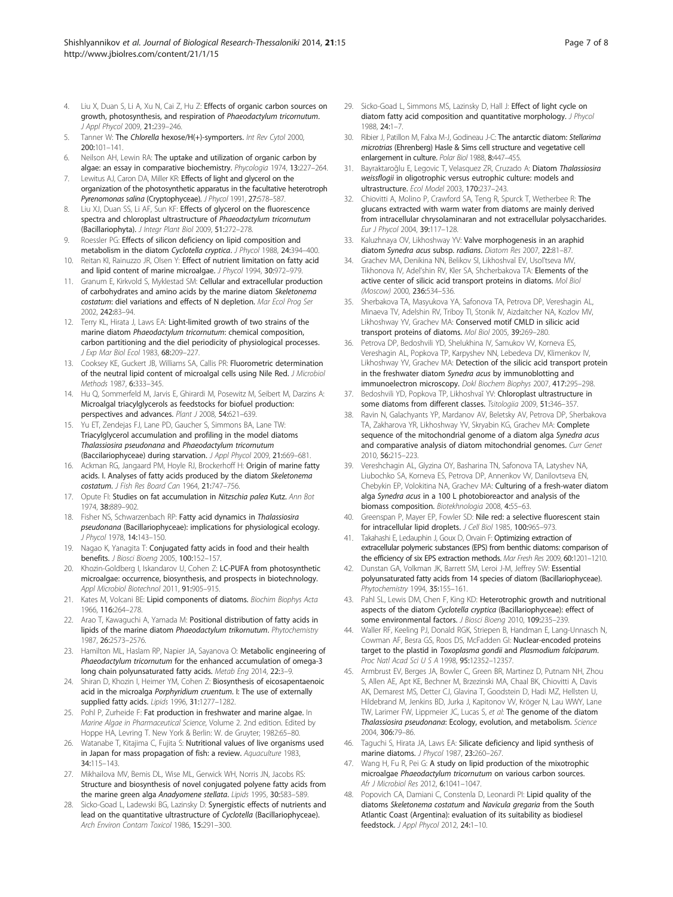4. Liu X, Duan S, Li A, Xu N, Cai Z, Hu Z: **Effects of organic carbon sources on growth, photosynthesis, and respiration of *Phaeodactylum tricornutum*.** *J Appl Phycol* 2009, **21:**239–246.
5. Tanner W: **The *Chlorella* hexose/H(+)-symporters.** *Int Rev Cytol* 2000, **200:**101–141.
6. Neilson AH, Lewin RA: **The uptake and utilization of organic carbon by algae: an essay in comparative biochemistry.** *Phycologia* 1974, **13:**227–264.
7. Lewitus AJ, Caron DA, Miller KR: **Effects of light and glycerol on the organization of the photosynthetic apparatus in the facultative heterotroph *Pyrenomonas salina* (Cryptophyceae).** *J Phycol* 1991, **27:**578–587.
8. Liu XJ, Duan SS, Li AF, Sun KF: **Effects of glycerol on the fluorescence spectra and chloroplast ultrastructure of *Phaeodactylum tricornutum* (Bacillariophyta).** *J Integr Plant Biol* 2009, **51:**272–278.
9. Roessler PG: **Effects of silicon deficiency on lipid composition and metabolism in the diatom *Cyclotella cryptica*.** *J Phycol* 1988, **24:**394–400.
10. Reitan KI, Rainuzzo JR, Olsen Y: **Effect of nutrient limitation on fatty acid and lipid content of marine microalgae.** *J Phycol* 1994, **30:**972–979.
11. Granum E, Kirkvold S, Myklestad SM: **Cellular and extracellular production of carbohydrates and amino acids by the marine diatom *Skeletonema costatum*: diel variations and effects of N depletion.** *Mar Ecol Prog Ser* 2002, **242:**83–94.
12. Terry KL, Hirata J, Laws EA: **Light-limited growth of two strains of the marine diatom *Phaeodactylum tricornutum*: chemical composition, carbon partitioning and the diel periodicity of physiological processes.** *J Exp Mar Biol Ecol* 1983, **68:**209–227.
13. Cooksey KE, Guckert JB, Williams SA, Callis PR: **Fluorometric determination of the neutral lipid content of microalgal cells using Nile Red.** *J Microbiol Methods* 1987, **6:**333–345.
14. Hu Q, Sommerfeld M, Jarvis E, Ghirardi M, Posewitz M, Seibert M, Darzins A: **Microalgal triacylglycerols as feedstocks for biofuel production: perspectives and advances.** *Plant J* 2008, **54:**621–639.
15. Yu ET, Zendejas FJ, Lane PD, Gaucher S, Simmons BA, Lane TW: **Triacylglycerol accumulation and profiling in the model diatoms *Thalassiosira pseudonana* and *Phaeodactylum tricornutum* (Baccilariophyceae) during starvation.** *J Appl Phycol* 2009, **21:**669–681.
16. Ackman RG, Jangaard PM, Hoyle RJ, Brockerhoff H: **Origin of marine fatty acids. I. Analyses of fatty acids produced by the diatom *Skeletonema costatum*.** *J Fish Res Board Can* 1964, **21:**747–756.
17. Opute FI: **Studies on fat accumulation in *Nitzschia palea* Kutz.** *Ann Bot* 1974, **38:**889–902.
18. Fisher NS, Schwarzenbach RP: **Fatty acid dynamics in *Thalassiosira pseudonana* (Bacillariophyceae): implications for physiological ecology.** *J Phycol* 1978, **14:**143–150.
19. Nagao K, Yanagita T: **Conjugated fatty acids in food and their health benefits.** *J Biosci Bioeng* 2005, **100:**152–157.
20. Khozin-Goldberg I, Iskandarov U, Cohen Z: **LC-PUFA from photosynthetic microalgae: occurrence, biosynthesis, and prospects in biotechnology.** *Appl Microbiol Biotechnol* 2011, **91:**905–915.
21. Kates M, Volcani BE: **Lipid components of diatoms.** *Biochim Biophys Acta* 1966, **116:**264–278.
22. Arao T, Kawaguchi A, Yamada M: **Positional distribution of fatty acids in lipids of the marine diatom *Phaeodactylum trikornutum*.** *Phytochemistry* 1987, **26:**2573–2576.
23. Hamilton ML, Haslam RP, Napier JA, Sayanova O: **Metabolic engineering of *Phaeodactylum tricornutum* for the enhanced accumulation of omega-3 long chain polyunsaturated fatty acids.** *Metab Eng* 2014, **22:**3–9.
24. Shiran D, Khozin I, Heimer YM, Cohen Z: **Biosynthesis of eicosapentaenoic acid in the microalga *Porphyridium cruentum*. I: The use of externally supplied fatty acids.** *Lipids* 1996, **31:**1277–1282.
25. Pohl P, Zurheide F: **Fat production in freshwater and marine algae.** In *Marine Algae in Pharmaceutical Science*, Volume 2. 2nd edition. Edited by Hoppe HA, Levring T. New York & Berlin: W. de Gruyter; 1982:65–80.
26. Watanabe T, Kitajima C, Fujita S: **Nutritional values of live organisms used in Japan for mass propagation of fish: a review.** *Aquaculture* 1983, **34:**115–143.
27. Mikhailova MV, Bemis DL, Wise ML, Gerwick WH, Norris JN, Jacobs RS: **Structure and biosynthesis of novel conjugated polyene fatty acids from the marine green alga *Anadyomene stellata*.** *Lipids* 1995, **30:**583–589.
28. Sicko-Goad L, Ladewski BG, Lazinsky D: **Synergistic effects of nutrients and lead on the quantitative ultrastructure of *Cyclotella* (Bacillariophyceae).** *Arch Environ Contam Toxicol* 1986, **15:**291–300.
29. Sicko-Goad L, Simmons MS, Lazinsky D, Hall J: **Effect of light cycle on diatom fatty acid composition and quantitative morphology.** *J Phycol* 1988, **24:**1–7.
30. Ribier J, Patillon M, Falxa M-J, Godineau J-C: **The antarctic diatom: *Stellarima microtrias* (Ehrenberg) Hasle & Sims cell structure and vegetative cell enlargement in culture.** *Polar Biol* 1988, **8:**447–455.
31. Bayraktaroğlu E, Legovic T, Velasquez ZR, Cruzado A: **Diatom *Thalassiosira weissflogii* in oligotrophic versus eutrophic culture: models and ultrastructure.** *Ecol Model* 2003, **170:**237–243.
32. Chiovitti A, Molino P, Crawford SA, Teng R, Spurck T, Wetherbee R: **The glucans extracted with warm water from diatoms are mainly derived from intracellular chrysolaminaran and not extracellular polysaccharides.** *Eur J Phycol* 2004, **39:**117–128.
33. Kaluzhnaya OV, Likhoshway YV: **Valve morphogenesis in an araphid diatom *Synedra acus* subsp. *radians*.** *Diatom Res* 2007, **22:**81–87.
34. Grachev MA, Denikina NN, Belikov SI, Likhoshvaĭ EV, Usol'tseva MV, Tikhonova IV, Adel'shin RV, Kler SA, Shcherbakova TA: **Elements of the active center of silicic acid transport proteins in diatoms.** *Mol Biol (Moscow)* 2000, **236:**534–536.
35. Sherbakova TA, Masyukova YA, Safonova TA, Petrova DP, Vereshagin AL, Minaeva TV, Adelshin RV, Triboy TI, Stonik IV, Aizdaitcher NA, Kozlov MV, Likhoshway YV, Grachev MA: **Conserved motif CMLD in silicic acid transport proteins of diatoms.** *Mol Biol* 2005, **39:**269–280.
36. Petrova DP, Bedoshvili YD, Shelukhina IV, Samukov VV, Korneva ES, Vereshagin AL, Popkova TP, Karpyshev NN, Lebedeva DV, Klimenkov IV, Likhoshway YV, Grachev MA: **Detection of the silicic acid transport protein in the freshwater diatom *Synedra acus* by immunoblotting and immunoelectron microscopy.** *Dokl Biochem Biophys* 2007, **417:**295–298.
37. Bedoshvili YD, Popkova TP, Likhoshvaĭ YV: **Chloroplast ultrastructure in some diatoms from different classes.** *Tsitologiia* 2009, **51:**346–357.
38. Ravin N, Galachyants YP, Mardanov AV, Beletsky AV, Petrova DP, Sherbakova TA, Zakharova YR, Likhoshway YV, Skryabin KG, Grachev MA: **Complete sequence of the mitochondrial genome of a diatom alga *Synedra acus* and comparative analysis of diatom mitochondrial genomes.** *Curr Genet* 2010, **56:**215–223.
39. Vereshchagin AL, Glyzina OY, Basharina TN, Safonova TA, Latyshev NA, Liubochko SA, Korneva ES, Petrova DP, Annenkov VV, Danilovtseva EN, Chebykin EP, Volokitina NA, Grachev MA: **Culturing of a fresh-water diatom alga *Synedra acus* in a 100 L photobioreactor and analysis of the biomass composition.** *Biotekhnologia* 2008, **4:**55–63.
40. Greenspan P, Mayer EP, Fowler SD: **Nile red: a selective fluorescent stain for intracellular lipid droplets.** *J Cell Biol* 1985, **100:**965–973.
41. Takahashi E, Ledauphin J, Goux D, Orvain F: **Optimizing extraction of extracellular polymeric substances (EPS) from benthic diatoms: comparison of the efficiency of six EPS extraction methods.** *Mar Fresh Res* 2009, **60:**1201–1210.
42. Dunstan GA, Volkman JK, Barrett SM, Leroi J-M, Jeffrey SW: **Essential polyunsaturated fatty acids from 14 species of diatom (Bacillariophyceae).** *Phytochemistry* 1994, **35:**155–161.
43. Pahl SL, Lewis DM, Chen F, King KD: **Heterotrophic growth and nutritional aspects of the diatom *Cyclotella cryptica* (Bacillariophyceae): effect of some environmental factors.** *J Biosci Bioeng* 2010, **109:**235–239.
44. Waller RF, Keeling PJ, Donald RGK, Striepen B, Handman E, Lang-Unnasch N, Cowman AF, Besra GS, Roos DS, McFadden GI: **Nuclear-encoded proteins target to the plastid in *Toxoplasma gondii* and *Plasmodium falciparum*.** *Proc Natl Acad Sci U S A* 1998, **95:**12352–12357.
45. Armbrust EV, Berges JA, Bowler C, Green BR, Martinez D, Putnam NH, Zhou S, Allen AE, Apt KE, Bechner M, Brzezinski MA, Chaal BK, Chiovitti A, Davis AK, Demarest MS, Detter CJ, Glavina T, Goodstein D, Hadi MZ, Hellsten U, Hildebrand M, Jenkins BD, Jurka J, Kapitonov VV, Kröger N, Lau WWY, Lane TW, Larimer FW, Lippmeier JC, Lucas S, *et al*: **The genome of the diatom *Thalassiosira pseudonana*: Ecology, evolution, and metabolism.** *Science* 2004, **306:**79–86.
46. Taguchi S, Hirata JA, Laws EA: **Silicate deficiency and lipid synthesis of marine diatoms.** *J Phycol* 1987, **23:**260–267.
47. Wang H, Fu R, Pei G: **A study on lipid production of the mixotrophic microalgae *Phaeodactylum tricornutum* on various carbon sources.** *Afr J Microbiol Res* 2012, **6:**1041–1047.
48. Popovich CA, Damiani C, Constenla D, Leonardi PI: **Lipid quality of the diatoms *Skeletonema costatum* and *Navicula gregaria* from the South Atlantic Coast (Argentina): evaluation of its suitability as biodiesel feedstock.** *J Appl Phycol* 2012, **24:**1–10.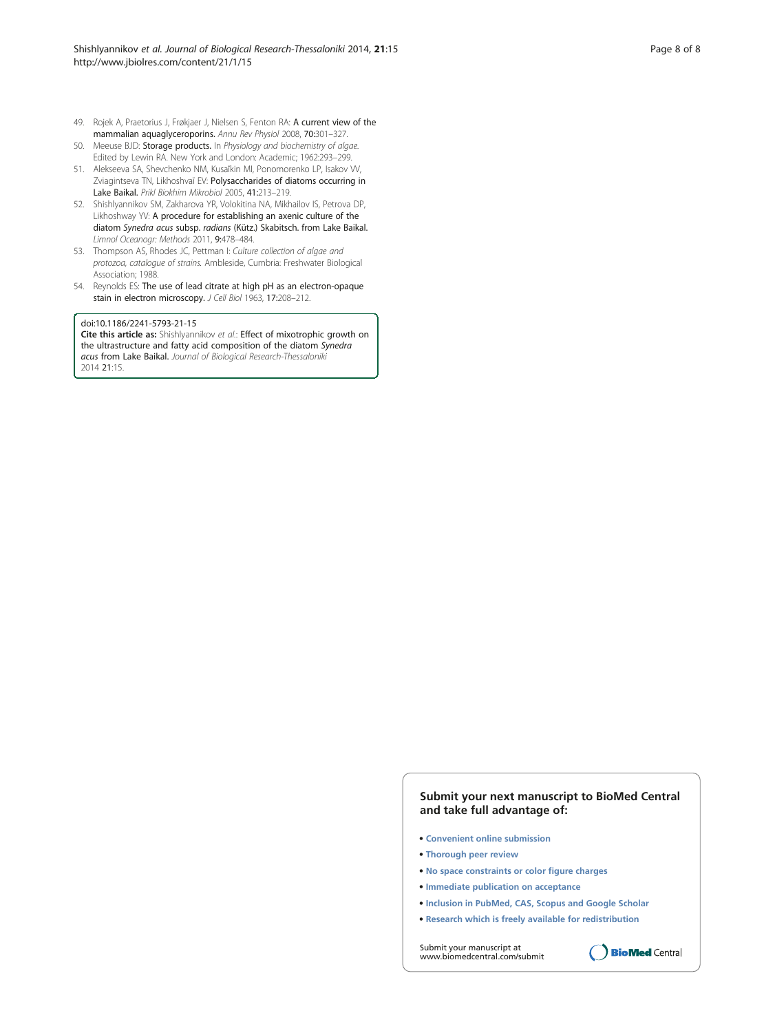49. Rojek A, Praetorius J, Frøkjaer J, Nielsen S, Fenton RA: **A current view of the mammalian aquaglyceroporins.** *Annu Rev Physiol* 2008, **70:**301–327.
50. Meeuse BJD: **Storage products.** In *Physiology and biochemistry of algae.* Edited by Lewin RA. New York and London: Academic; 1962:293–299.
51. Alekseeva SA, Shevchenko NM, Kusaĭkin MI, Ponomorenko LP, Isakov VV, Zviagintseva TN, Likhoshvaĭ EV: **Polysaccharides of diatoms occurring in Lake Baikal.** *Prikl Biokhim Mikrobiol* 2005, **41:**213–219.
52. Shishlyannikov SM, Zakharova YR, Volokitina NA, Mikhailov IS, Petrova DP, Likhoshway YV: **A procedure for establishing an axenic culture of the diatom *Synedra acus* subsp. *radians* (Kütz.) Skabitsch. from Lake Baikal.** *Limnol Oceanogr: Methods* 2011, **9:**478–484.
53. Thompson AS, Rhodes JC, Pettman I: *Culture collection of algae and protozoa, catalogue of strains.* Ambleside, Cumbria: Freshwater Biological Association; 1988.
54. Reynolds ES: **The use of lead citrate at high pH as an electron-opaque stain in electron microscopy.** *J Cell Biol* 1963, **17:**208–212.

doi:10.1186/2241-5793-21-15
**Cite this article as:** Shishlyannikov *et al.*: **Effect of mixotrophic growth on the ultrastructure and fatty acid composition of the diatom *Synedra acus* from Lake Baikal.** *Journal of Biological Research-Thessaloniki* 2014 **21**:15.

**Submit your next manuscript to BioMed Central and take full advantage of:**

- **Convenient online submission**
- **Thorough peer review**
- **No space constraints or color figure charges**
- **Immediate publication on acceptance**
- **Inclusion in PubMed, CAS, Scopus and Google Scholar**
- **Research which is freely available for redistribution**

Submit your manuscript at
www.biomedcentral.com/submit

BioMed Central